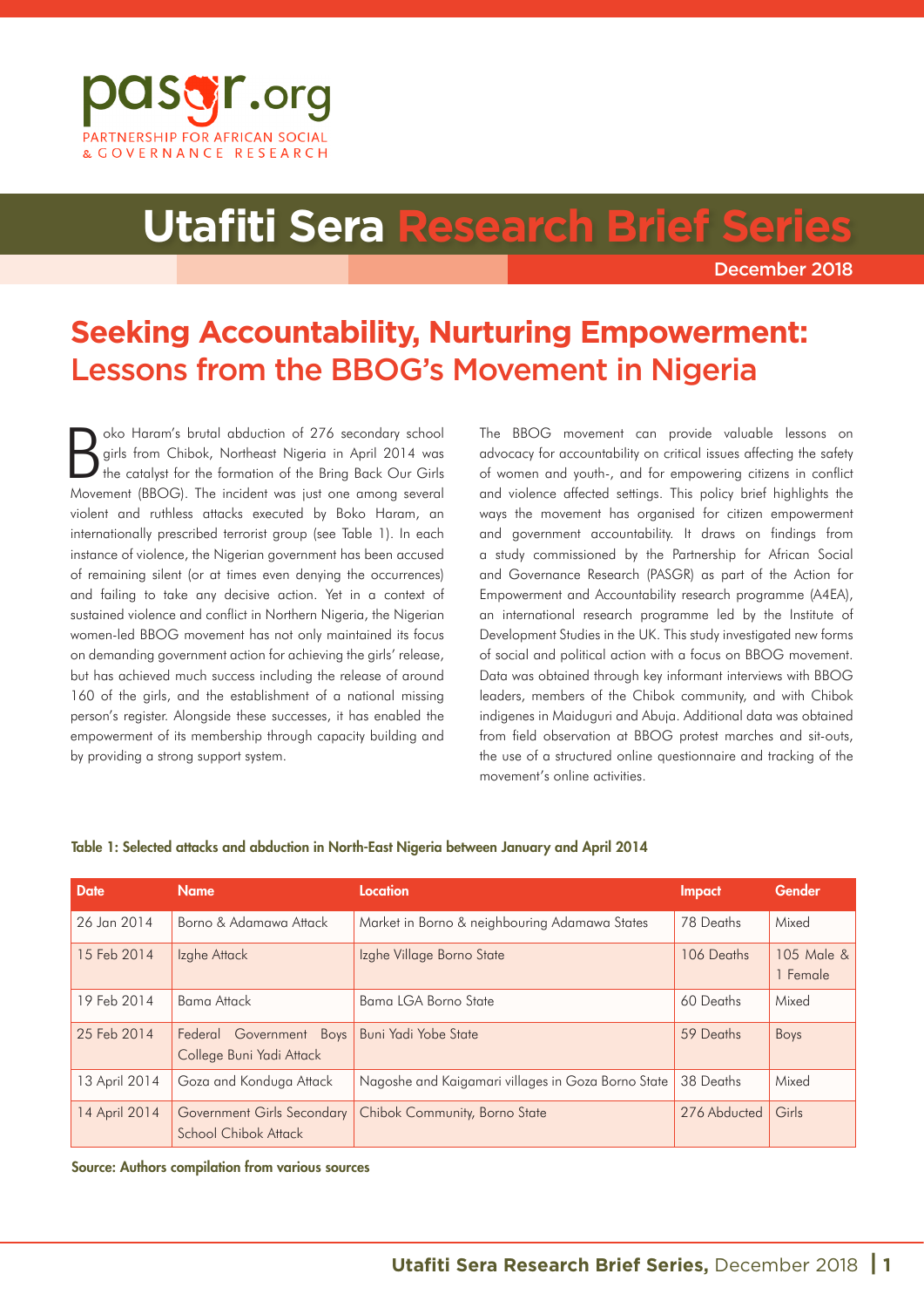pasgr.org

PARTNERSHIP FOR AFRICAN SOCIAL & GOVERNANCE RESEARCH

# Utafiti Sera Research Brief Series

December 2018

## Seeking Accountability, Nurturing Empowerment: Lessons from the BBOG's Movement in Nigeria

Boko Haram's brutal abduction of 276 secondary school girls from Chibok, Northeast Nigeria in April 2014 was the catalyst for the formation of the Bring Back Our Girls Movement (BBOG). The incident was just one among several violent and ruthless attacks executed by Boko Haram, an internationally prescribed terrorist group (see Table 1). In each instance of violence, the Nigerian government has been accused of remaining silent (or at times even denying the occurrences) and failing to take any decisive action. Yet in a context of sustained violence and conflict in Northern Nigeria, the Nigerian women-led BBOG movement has not only maintained its focus on demanding government action for achieving the girls' release, but has achieved much success including the release of around 160 of the girls, and the establishment of a national missing person's register. Alongside these successes, it has enabled the empowerment of its membership through capacity building and by providing a strong support system.

The BBOG movement can provide valuable lessons on advocacy for accountability on critical issues affecting the safety of women and youth-, and for empowering citizens in conflict and violence affected settings. This policy brief highlights the ways the movement has organised for citizen empowerment and government accountability. It draws on findings from a study commissioned by the Partnership for African Social and Governance Research (PASGR) as part of the Action for Empowerment and Accountability research programme (A4EA), an international research programme led by the Institute of Development Studies in the UK. This study investigated new forms of social and political action with a focus on BBOG movement. Data was obtained through key informant interviews with BBOG leaders, members of the Chibok community, and with Chibok indigenes in Maiduguri and Abuja. Additional data was obtained from field observation at BBOG protest marches and sit-outs, the use of a structured online questionnaire and tracking of the movement's online activities.

**Table 1: Selected attacks and abduction in North-East Nigeria between January and April 2014**

| Date | Name | Location | Impact | Gender |
|---|---|---|---|---|
| 26 Jan 2014 | Borno & Adamawa Attack | Market in Borno & neighbouring Adamawa States | 78 Deaths | Mixed |
| 15 Feb 2014 | Izghe Attack | Izghe Village Borno State | 106 Deaths | 105 Male & 1 Female |
| 19 Feb 2014 | Bama Attack | Bama LGA Borno State | 60 Deaths | Mixed |
| 25 Feb 2014 | Federal Government Boys College Buni Yadi Attack | Buni Yadi Yobe State | 59 Deaths | Boys |
| 13 April 2014 | Goza and Konduga Attack | Nagoshe and Kaigamari villages in Goza Borno State | 38 Deaths | Mixed |
| 14 April 2014 | Government Girls Secondary School Chibok Attack | Chibok Community, Borno State | 276 Abducted | Girls |

**Source: Authors compilation from various sources**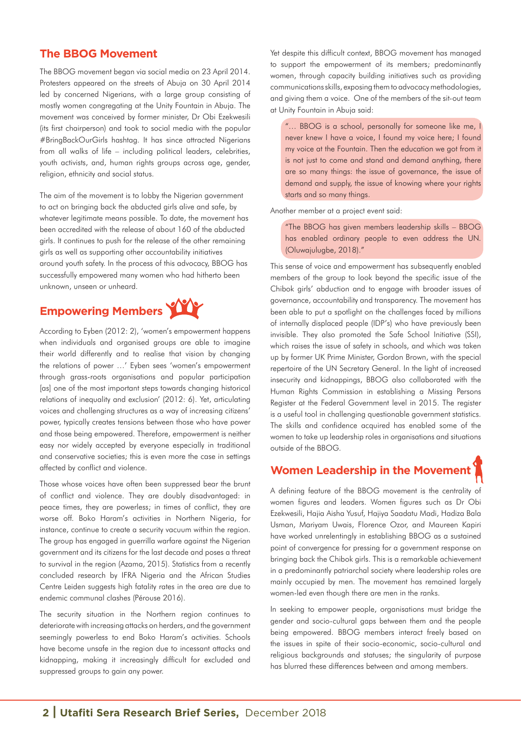## The BBOG Movement

The BBOG movement began via social media on 23 April 2014. Protesters appeared on the streets of Abuja on 30 April 2014 led by concerned Nigerians, with a large group consisting of mostly women congregating at the Unity Fountain in Abuja. The movement was conceived by former minister, Dr Obi Ezekwesili (its first chairperson) and took to social media with the popular #BringBackOurGirls hashtag. It has since attracted Nigerians from all walks of life – including political leaders, celebrities, youth activists, and, human rights groups across age, gender, religion, ethnicity and social status.

The aim of the movement is to lobby the Nigerian government to act on bringing back the abducted girls alive and safe, by whatever legitimate means possible. To date, the movement has been accredited with the release of about 160 of the abducted girls. It continues to push for the release of the other remaining girls as well as supporting other accountability initiatives around youth safety. In the process of this advocacy, BBOG has successfully empowered many women who had hitherto been unknown, unseen or unheard.

## Empowering Members

According to Eyben (2012: 2), 'women's empowerment happens when individuals and organised groups are able to imagine their world differently and to realise that vision by changing the relations of power …' Eyben sees 'women's empowerment through grass-roots organisations and popular participation [as] one of the most important steps towards changing historical relations of inequality and exclusion' (2012: 6). Yet, articulating voices and challenging structures as a way of increasing citizens' power, typically creates tensions between those who have power and those being empowered. Therefore, empowerment is neither easy nor widely accepted by everyone especially in traditional and conservative societies; this is even more the case in settings affected by conflict and violence.

Those whose voices have often been suppressed bear the brunt of conflict and violence. They are doubly disadvantaged: in peace times, they are powerless; in times of conflict, they are worse off. Boko Haram's activities in Northern Nigeria, for instance, continue to create a security vacuum within the region. The group has engaged in guerrilla warfare against the Nigerian government and its citizens for the last decade and poses a threat to survival in the region (Azama, 2015). Statistics from a recently concluded research by IFRA Nigeria and the African Studies Centre Leiden suggests high fatality rates in the area are due to endemic communal clashes (Pérouse 2016).

The security situation in the Northern region continues to deteriorate with increasing attacks on herders, and the government seemingly powerless to end Boko Haram's activities. Schools have become unsafe in the region due to incessant attacks and kidnapping, making it increasingly difficult for excluded and suppressed groups to gain any power.

Yet despite this difficult context, BBOG movement has managed to support the empowerment of its members; predominantly women, through capacity building initiatives such as providing communications skills, exposing them to advocacy methodologies, and giving them a voice. One of the members of the sit-out team at Unity Fountain in Abuja said:

> "… BBOG is a school, personally for someone like me, I never knew I have a voice, I found my voice here; I found my voice at the Fountain. Then the education we got from it is not just to come and stand and demand anything, there are so many things: the issue of governance, the issue of demand and supply, the issue of knowing where your rights starts and so many things.

Another member at a project event said:

> "The BBOG has given members leadership skills – BBOG has enabled ordinary people to even address the UN. (Oluwajulugbe, 2018)."

This sense of voice and empowerment has subsequently enabled members of the group to look beyond the specific issue of the Chibok girls' abduction and to engage with broader issues of governance, accountability and transparency. The movement has been able to put a spotlight on the challenges faced by millions of internally displaced people (IDP's) who have previously been invisible. They also promoted the Safe School Initiative (SSI), which raises the issue of safety in schools, and which was taken up by former UK Prime Minister, Gordon Brown, with the special repertoire of the UN Secretary General. In the light of increased insecurity and kidnappings, BBOG also collaborated with the Human Rights Commission in establishing a Missing Persons Register at the Federal Government level in 2015. The register is a useful tool in challenging questionable government statistics. The skills and confidence acquired has enabled some of the women to take up leadership roles in organisations and situations outside of the BBOG.

## Women Leadership in the Movement

A defining feature of the BBOG movement is the centrality of women figures and leaders. Women figures such as Dr Obi Ezekwesili, Hajia Aisha Yusuf, Hajiya Saadatu Madi, Hadiza Bala Usman, Mariyam Uwais, Florence Ozor, and Maureen Kapiri have worked unrelentingly in establishing BBOG as a sustained point of convergence for pressing for a government response on bringing back the Chibok girls. This is a remarkable achievement in a predominantly patriarchal society where leadership roles are mainly occupied by men. The movement has remained largely women-led even though there are men in the ranks.

In seeking to empower people, organisations must bridge the gender and socio-cultural gaps between them and the people being empowered. BBOG members interact freely based on the issues in spite of their socio-economic, socio-cultural and religious backgrounds and statuses; the singularity of purpose has blurred these differences between and among members.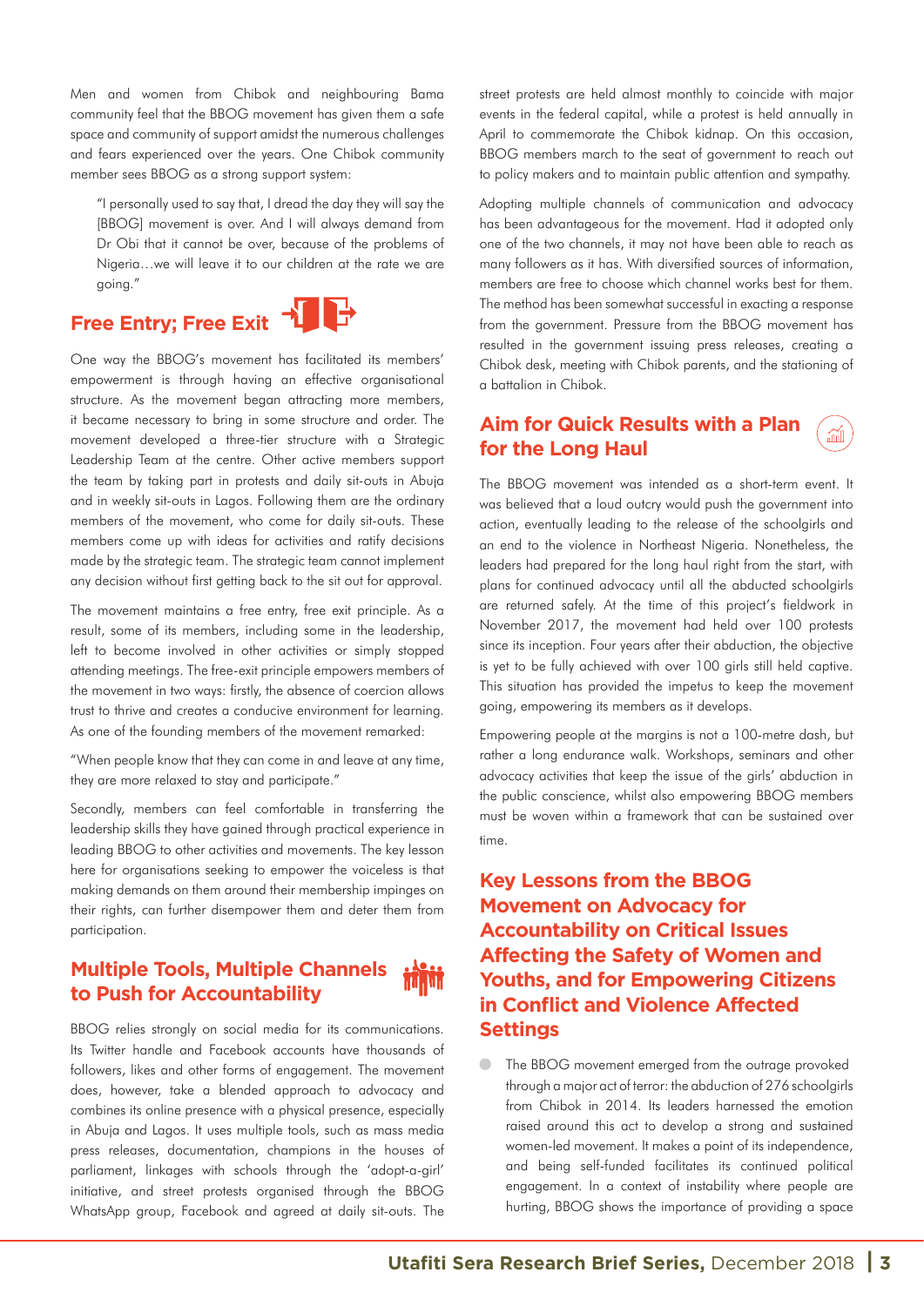Men and women from Chibok and neighbouring Bama community feel that the BBOG movement has given them a safe space and community of support amidst the numerous challenges and fears experienced over the years. One Chibok community member sees BBOG as a strong support system:

> "I personally used to say that, I dread the day they will say the [BBOG] movement is over. And I will always demand from Dr Obi that it cannot be over, because of the problems of Nigeria…we will leave it to our children at the rate we are going."

## Free Entry; Free Exit

One way the BBOG's movement has facilitated its members' empowerment is through having an effective organisational structure. As the movement began attracting more members, it became necessary to bring in some structure and order. The movement developed a three-tier structure with a Strategic Leadership Team at the centre. Other active members support the team by taking part in protests and daily sit-outs in Abuja and in weekly sit-outs in Lagos. Following them are the ordinary members of the movement, who come for daily sit-outs. These members come up with ideas for activities and ratify decisions made by the strategic team. The strategic team cannot implement any decision without first getting back to the sit out for approval.

The movement maintains a free entry, free exit principle. As a result, some of its members, including some in the leadership, left to become involved in other activities or simply stopped attending meetings. The free-exit principle empowers members of the movement in two ways: firstly, the absence of coercion allows trust to thrive and creates a conducive environment for learning. As one of the founding members of the movement remarked:

> "When people know that they can come in and leave at any time, they are more relaxed to stay and participate."

Secondly, members can feel comfortable in transferring the leadership skills they have gained through practical experience in leading BBOG to other activities and movements. The key lesson here for organisations seeking to empower the voiceless is that making demands on them around their membership impinges on their rights, can further disempower them and deter them from participation.

## Multiple Tools, Multiple Channels to Push for Accountability

BBOG relies strongly on social media for its communications. Its Twitter handle and Facebook accounts have thousands of followers, likes and other forms of engagement. The movement does, however, take a blended approach to advocacy and combines its online presence with a physical presence, especially in Abuja and Lagos. It uses multiple tools, such as mass media press releases, documentation, champions in the houses of parliament, linkages with schools through the 'adopt-a-girl' initiative, and street protests organised through the BBOG WhatsApp group, Facebook and agreed at daily sit-outs. The street protests are held almost monthly to coincide with major events in the federal capital, while a protest is held annually in April to commemorate the Chibok kidnap. On this occasion, BBOG members march to the seat of government to reach out to policy makers and to maintain public attention and sympathy.

Adopting multiple channels of communication and advocacy has been advantageous for the movement. Had it adopted only one of the two channels, it may not have been able to reach as many followers as it has. With diversified sources of information, members are free to choose which channel works best for them. The method has been somewhat successful in exacting a response from the government. Pressure from the BBOG movement has resulted in the government issuing press releases, creating a Chibok desk, meeting with Chibok parents, and the stationing of a battalion in Chibok.

## Aim for Quick Results with a Plan for the Long Haul

The BBOG movement was intended as a short-term event. It was believed that a loud outcry would push the government into action, eventually leading to the release of the schoolgirls and an end to the violence in Northeast Nigeria. Nonetheless, the leaders had prepared for the long haul right from the start, with plans for continued advocacy until all the abducted schoolgirls are returned safely. At the time of this project's fieldwork in November 2017, the movement had held over 100 protests since its inception. Four years after their abduction, the objective is yet to be fully achieved with over 100 girls still held captive. This situation has provided the impetus to keep the movement going, empowering its members as it develops.

Empowering people at the margins is not a 100-metre dash, but rather a long endurance walk. Workshops, seminars and other advocacy activities that keep the issue of the girls' abduction in the public conscience, whilst also empowering BBOG members must be woven within a framework that can be sustained over time.

## Key Lessons from the BBOG Movement on Advocacy for Accountability on Critical Issues Affecting the Safety of Women and Youths, and for Empowering Citizens in Conflict and Violence Affected Settings

- The BBOG movement emerged from the outrage provoked through a major act of terror: the abduction of 276 schoolgirls from Chibok in 2014. Its leaders harnessed the emotion raised around this act to develop a strong and sustained women-led movement. It makes a point of its independence, and being self-funded facilitates its continued political engagement. In a context of instability where people are hurting, BBOG shows the importance of providing a space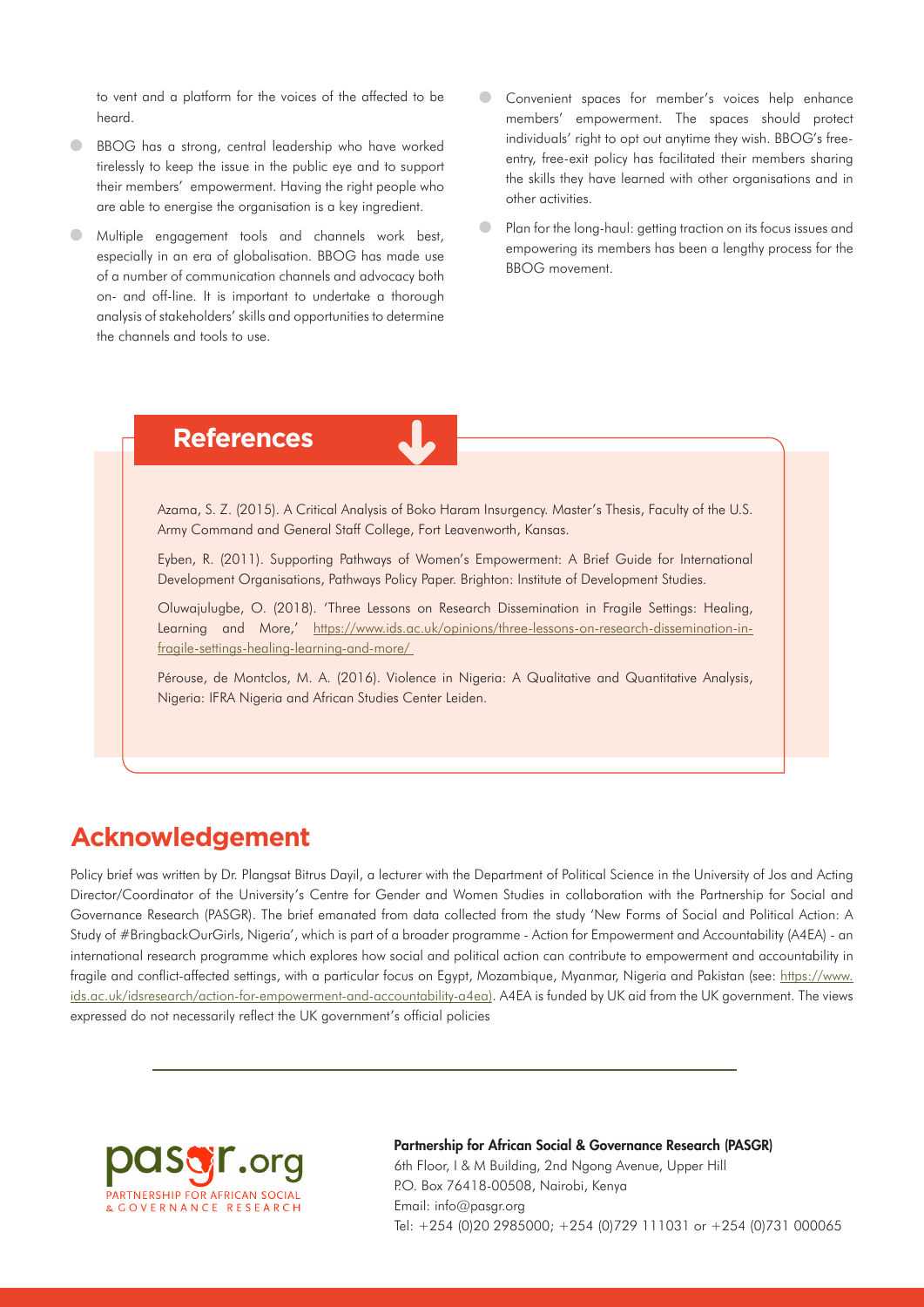to vent and a platform for the voices of the affected to be heard.

- BBOG has a strong, central leadership who have worked tirelessly to keep the issue in the public eye and to support their members' empowerment. Having the right people who are able to energise the organisation is a key ingredient.
- Multiple engagement tools and channels work best, especially in an era of globalisation. BBOG has made use of a number of communication channels and advocacy both on- and off-line. It is important to undertake a thorough analysis of stakeholders' skills and opportunities to determine the channels and tools to use.
- Convenient spaces for member's voices help enhance members' empowerment. The spaces should protect individuals' right to opt out anytime they wish. BBOG's free-entry, free-exit policy has facilitated their members sharing the skills they have learned with other organisations and in other activities.
- Plan for the long-haul: getting traction on its focus issues and empowering its members has been a lengthy process for the BBOG movement.

## References

Azama, S. Z. (2015). A Critical Analysis of Boko Haram Insurgency. Master's Thesis, Faculty of the U.S. Army Command and General Staff College, Fort Leavenworth, Kansas.

Eyben, R. (2011). Supporting Pathways of Women's Empowerment: A Brief Guide for International Development Organisations, Pathways Policy Paper. Brighton: Institute of Development Studies.

Oluwajulugbe, O. (2018). 'Three Lessons on Research Dissemination in Fragile Settings: Healing, Learning and More,' https://www.ids.ac.uk/opinions/three-lessons-on-research-dissemination-in-fragile-settings-healing-learning-and-more/

Pérouse, de Montclos, M. A. (2016). Violence in Nigeria: A Qualitative and Quantitative Analysis, Nigeria: IFRA Nigeria and African Studies Center Leiden.

## Acknowledgement

Policy brief was written by Dr. Plangsat Bitrus Dayil, a lecturer with the Department of Political Science in the University of Jos and Acting Director/Coordinator of the University's Centre for Gender and Women Studies in collaboration with the Partnership for Social and Governance Research (PASGR). The brief emanated from data collected from the study 'New Forms of Social and Political Action: A Study of #BringbackOurGirls, Nigeria', which is part of a broader programme - Action for Empowerment and Accountability (A4EA) - an international research programme which explores how social and political action can contribute to empowerment and accountability in fragile and conflict-affected settings, with a particular focus on Egypt, Mozambique, Myanmar, Nigeria and Pakistan (see: https://www.ids.ac.uk/idsresearch/action-for-empowerment-and-accountability-a4ea). A4EA is funded by UK aid from the UK government. The views expressed do not necessarily reflect the UK government's official policies

pasgr.org
PARTNERSHIP FOR AFRICAN SOCIAL & GOVERNANCE RESEARCH

**Partnership for African Social & Governance Research (PASGR)**
6th Floor, I & M Building, 2nd Ngong Avenue, Upper Hill
P.O. Box 76418-00508, Nairobi, Kenya
Email: info@pasgr.org
Tel: +254 (0)20 2985000; +254 (0)729 111031 or +254 (0)731 000065